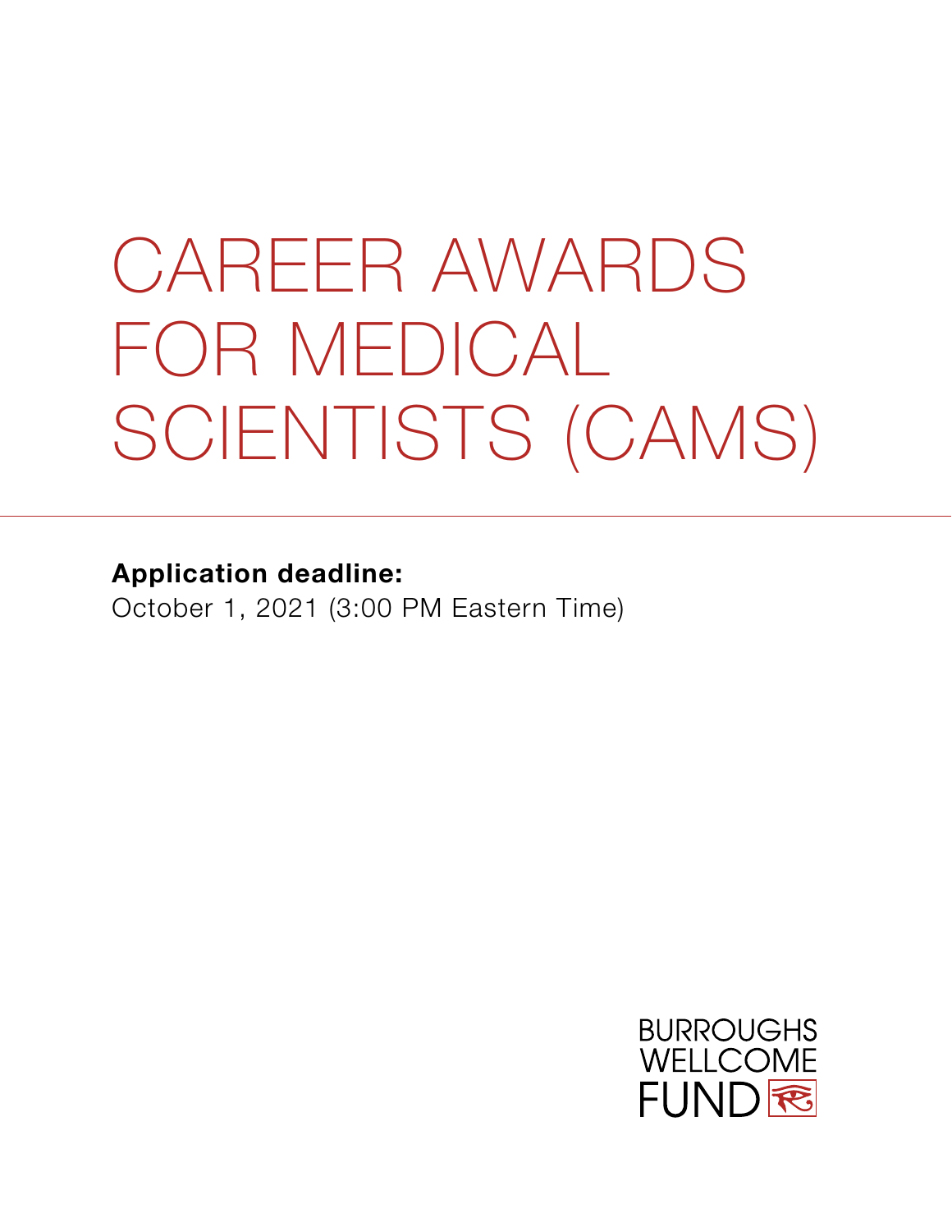# CAREER AWARDS FOR MEDICAL SCIENTISTS (CAMS)

**Application deadline:**
October 1, 2021 (3:00 PM Eastern Time)

BURROUGHS WELLCOME FUND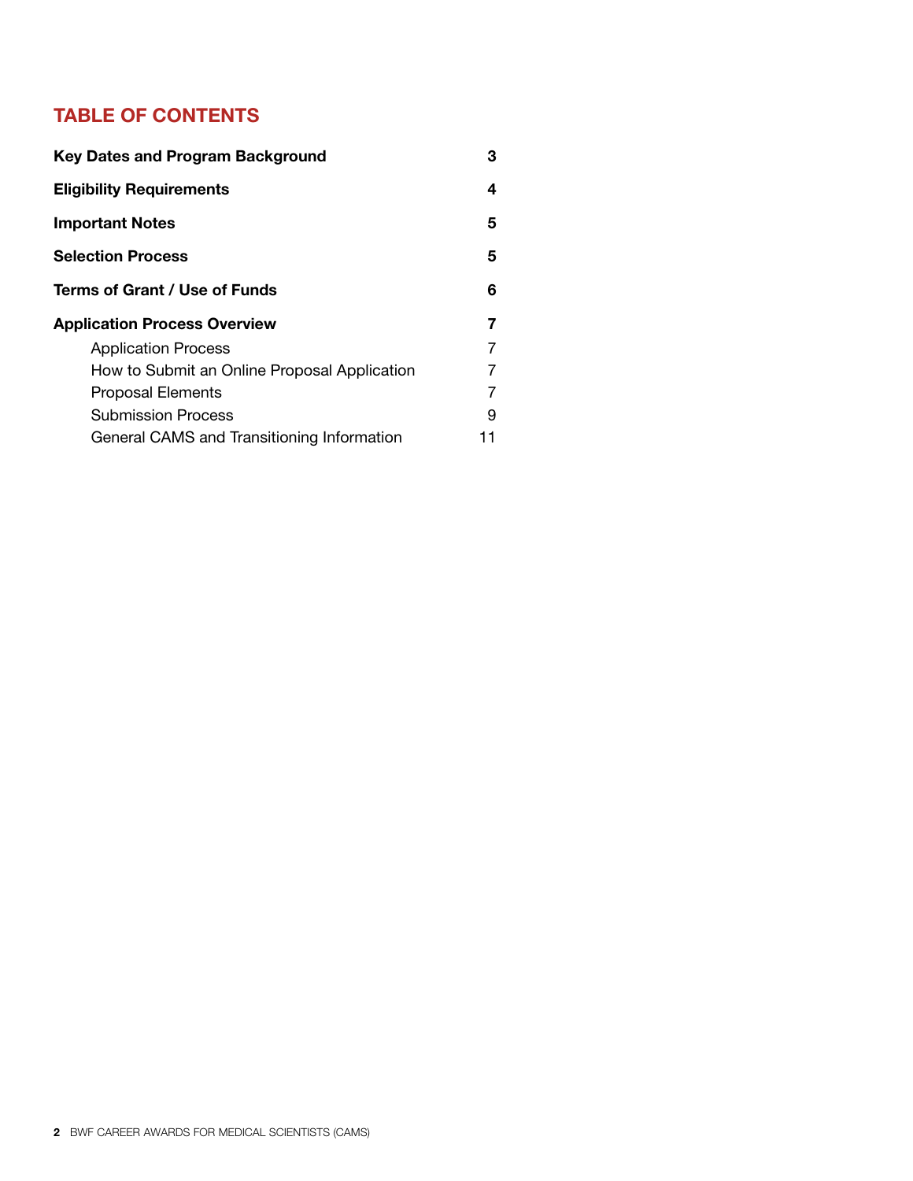## TABLE OF CONTENTS

| | |
|---|---|
| **Key Dates and Program Background** | **3** |
| **Eligibility Requirements** | **4** |
| **Important Notes** | **5** |
| **Selection Process** | **5** |
| **Terms of Grant / Use of Funds** | **6** |
| **Application Process Overview** | **7** |
| Application Process | 7 |
| How to Submit an Online Proposal Application | 7 |
| Proposal Elements | 7 |
| Submission Process | 9 |
| General CAMS and Transitioning Information | 11 |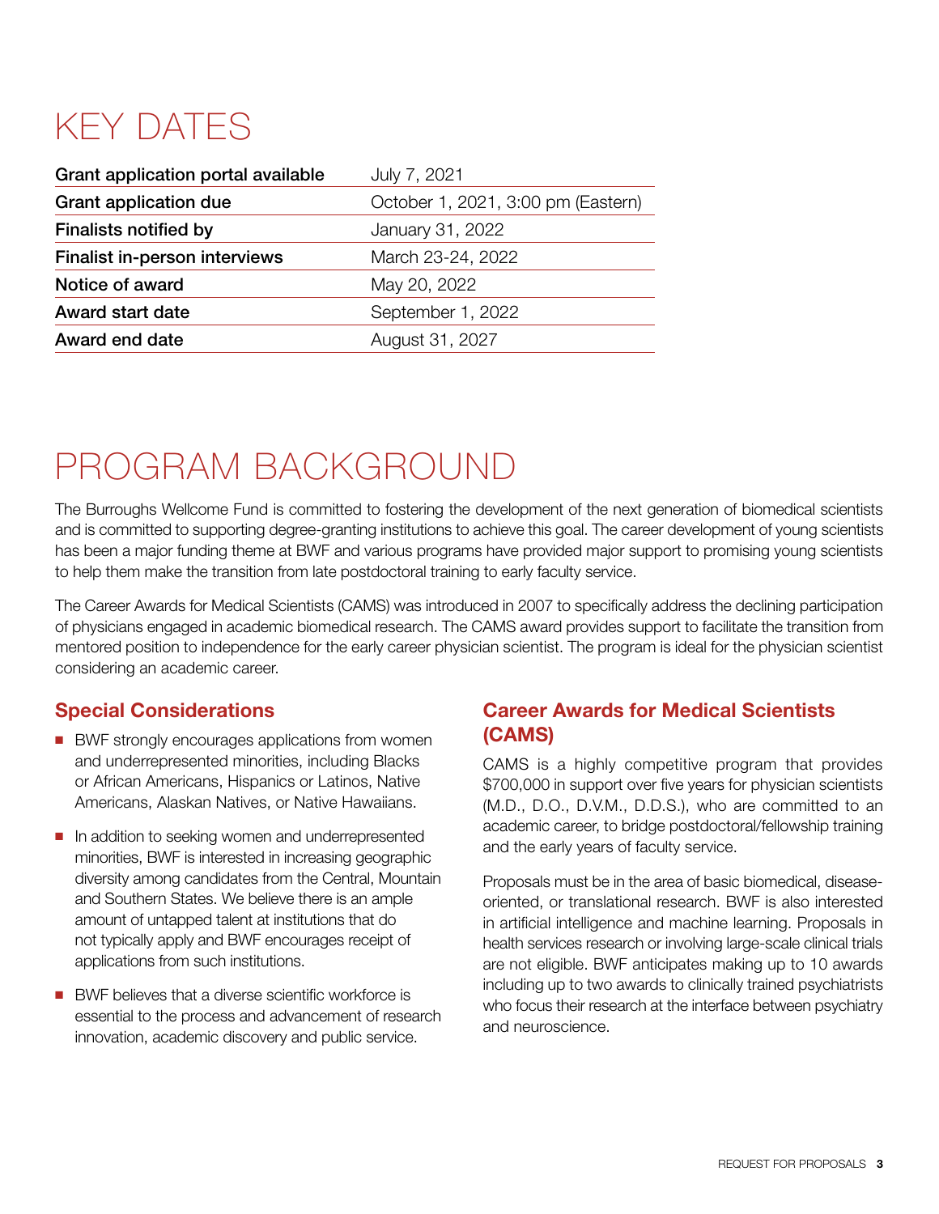# KEY DATES

| | |
|---|---|
| **Grant application portal available** | July 7, 2021 |
| **Grant application due** | October 1, 2021, 3:00 pm (Eastern) |
| **Finalists notified by** | January 31, 2022 |
| **Finalist in-person interviews** | March 23-24, 2022 |
| **Notice of award** | May 20, 2022 |
| **Award start date** | September 1, 2022 |
| **Award end date** | August 31, 2027 |

# PROGRAM BACKGROUND

The Burroughs Wellcome Fund is committed to fostering the development of the next generation of biomedical scientists and is committed to supporting degree-granting institutions to achieve this goal. The career development of young scientists has been a major funding theme at BWF and various programs have provided major support to promising young scientists to help them make the transition from late postdoctoral training to early faculty service.

The Career Awards for Medical Scientists (CAMS) was introduced in 2007 to specifically address the declining participation of physicians engaged in academic biomedical research. The CAMS award provides support to facilitate the transition from mentored position to independence for the early career physician scientist. The program is ideal for the physician scientist considering an academic career.

## Special Considerations

- BWF strongly encourages applications from women and underrepresented minorities, including Blacks or African Americans, Hispanics or Latinos, Native Americans, Alaskan Natives, or Native Hawaiians.
- In addition to seeking women and underrepresented minorities, BWF is interested in increasing geographic diversity among candidates from the Central, Mountain and Southern States. We believe there is an ample amount of untapped talent at institutions that do not typically apply and BWF encourages receipt of applications from such institutions.
- BWF believes that a diverse scientific workforce is essential to the process and advancement of research innovation, academic discovery and public service.

## Career Awards for Medical Scientists (CAMS)

CAMS is a highly competitive program that provides $700,000 in support over five years for physician scientists (M.D., D.O., D.V.M., D.D.S.), who are committed to an academic career, to bridge postdoctoral/fellowship training and the early years of faculty service.

Proposals must be in the area of basic biomedical, disease-oriented, or translational research. BWF is also interested in artificial intelligence and machine learning. Proposals in health services research or involving large-scale clinical trials are not eligible. BWF anticipates making up to 10 awards including up to two awards to clinically trained psychiatrists who focus their research at the interface between psychiatry and neuroscience.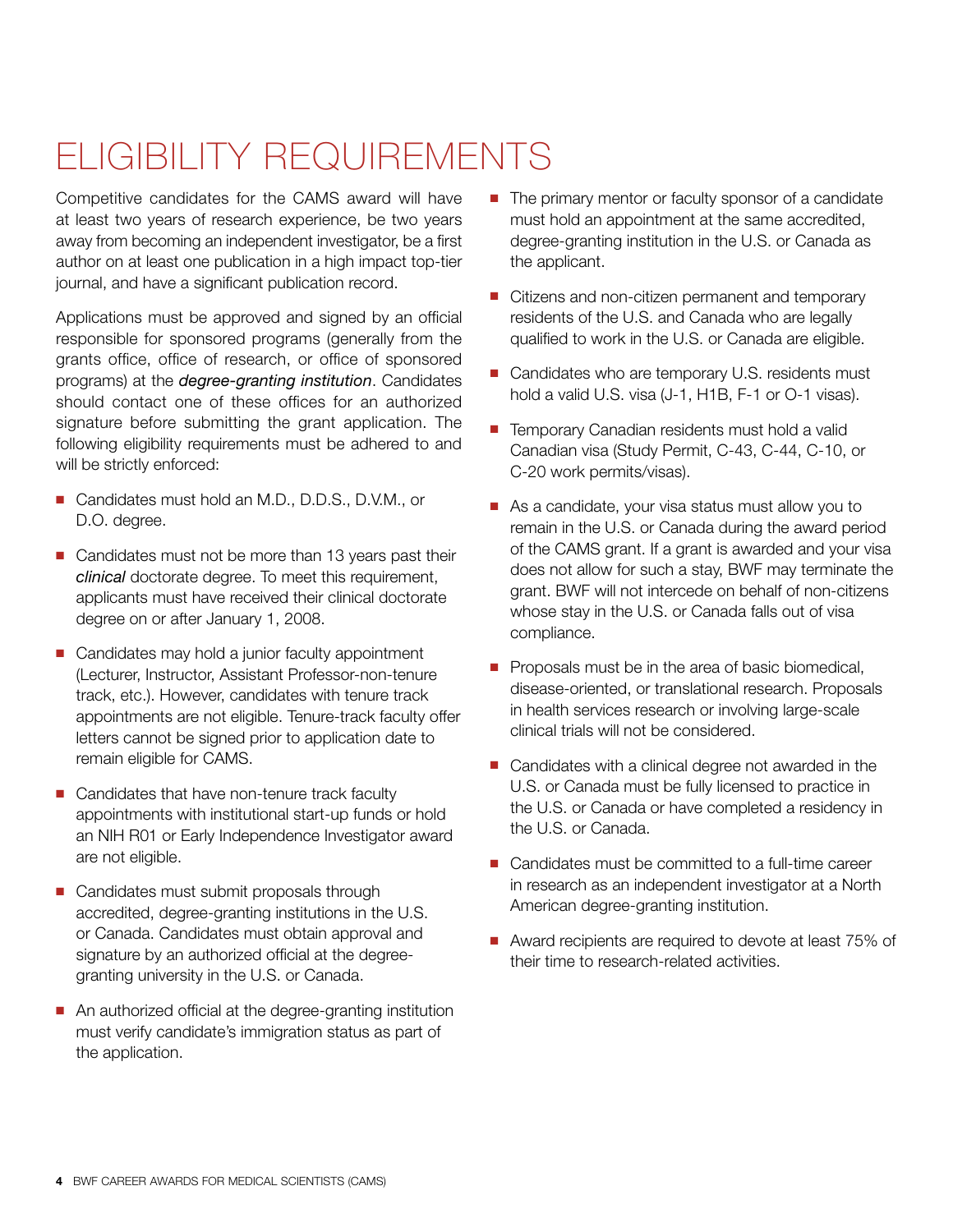# ELIGIBILITY REQUIREMENTS

Competitive candidates for the CAMS award will have at least two years of research experience, be two years away from becoming an independent investigator, be a first author on at least one publication in a high impact top-tier journal, and have a significant publication record.

Applications must be approved and signed by an official responsible for sponsored programs (generally from the grants office, office of research, or office of sponsored programs) at the *degree-granting institution*. Candidates should contact one of these offices for an authorized signature before submitting the grant application. The following eligibility requirements must be adhered to and will be strictly enforced:

- Candidates must hold an M.D., D.D.S., D.V.M., or D.O. degree.
- Candidates must not be more than 13 years past their *clinical* doctorate degree. To meet this requirement, applicants must have received their clinical doctorate degree on or after January 1, 2008.
- Candidates may hold a junior faculty appointment (Lecturer, Instructor, Assistant Professor-non-tenure track, etc.). However, candidates with tenure track appointments are not eligible. Tenure-track faculty offer letters cannot be signed prior to application date to remain eligible for CAMS.
- Candidates that have non-tenure track faculty appointments with institutional start-up funds or hold an NIH R01 or Early Independence Investigator award are not eligible.
- Candidates must submit proposals through accredited, degree-granting institutions in the U.S. or Canada. Candidates must obtain approval and signature by an authorized official at the degree-granting university in the U.S. or Canada.
- An authorized official at the degree-granting institution must verify candidate's immigration status as part of the application.
- The primary mentor or faculty sponsor of a candidate must hold an appointment at the same accredited, degree-granting institution in the U.S. or Canada as the applicant.
- Citizens and non-citizen permanent and temporary residents of the U.S. and Canada who are legally qualified to work in the U.S. or Canada are eligible.
- Candidates who are temporary U.S. residents must hold a valid U.S. visa (J-1, H1B, F-1 or O-1 visas).
- Temporary Canadian residents must hold a valid Canadian visa (Study Permit, C-43, C-44, C-10, or C-20 work permits/visas).
- As a candidate, your visa status must allow you to remain in the U.S. or Canada during the award period of the CAMS grant. If a grant is awarded and your visa does not allow for such a stay, BWF may terminate the grant. BWF will not intercede on behalf of non-citizens whose stay in the U.S. or Canada falls out of visa compliance.
- Proposals must be in the area of basic biomedical, disease-oriented, or translational research. Proposals in health services research or involving large-scale clinical trials will not be considered.
- Candidates with a clinical degree not awarded in the U.S. or Canada must be fully licensed to practice in the U.S. or Canada or have completed a residency in the U.S. or Canada.
- Candidates must be committed to a full-time career in research as an independent investigator at a North American degree-granting institution.
- Award recipients are required to devote at least 75% of their time to research-related activities.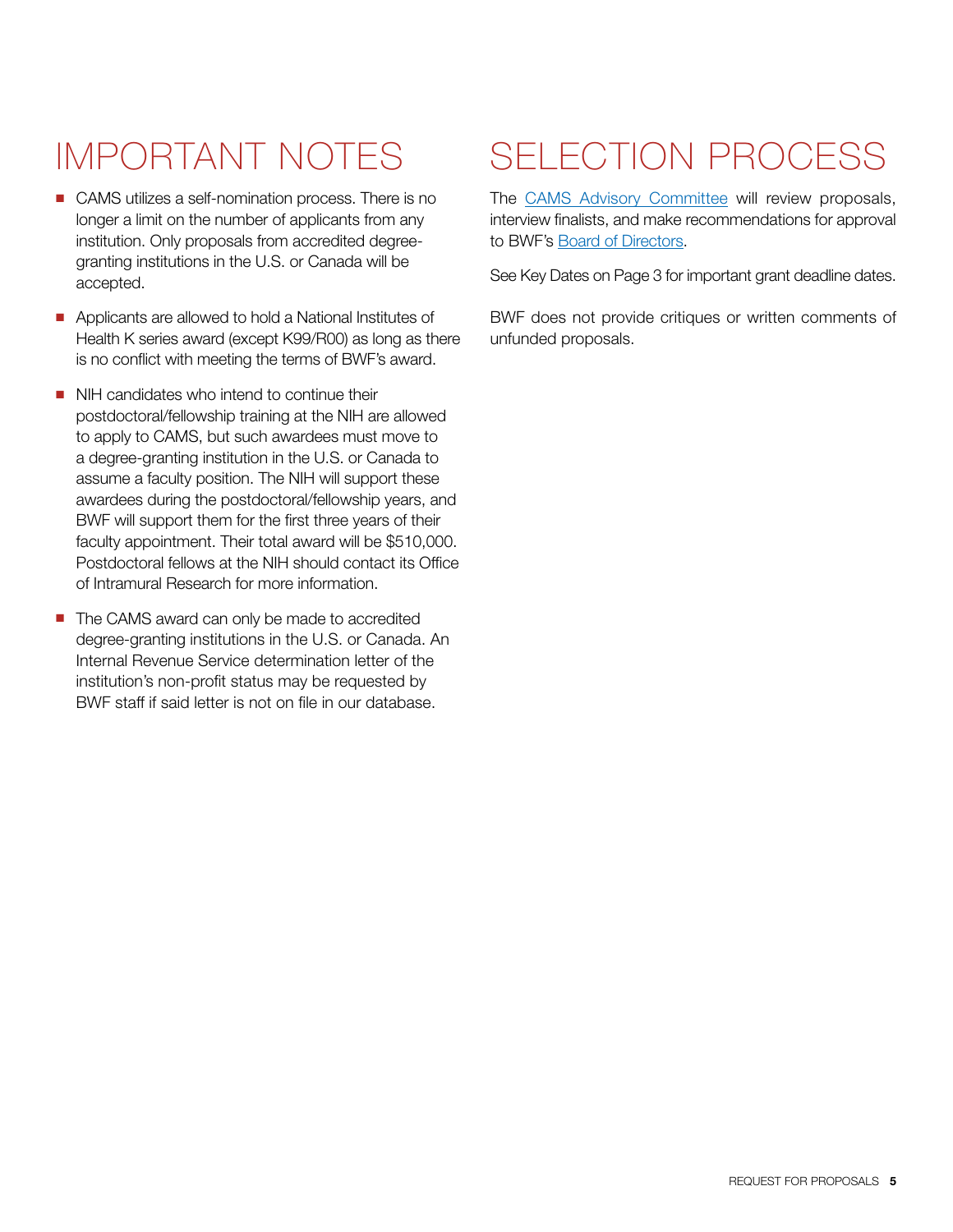# IMPORTANT NOTES

- CAMS utilizes a self-nomination process. There is no longer a limit on the number of applicants from any institution. Only proposals from accredited degree-granting institutions in the U.S. or Canada will be accepted.
- Applicants are allowed to hold a National Institutes of Health K series award (except K99/R00) as long as there is no conflict with meeting the terms of BWF's award.
- NIH candidates who intend to continue their postdoctoral/fellowship training at the NIH are allowed to apply to CAMS, but such awardees must move to a degree-granting institution in the U.S. or Canada to assume a faculty position. The NIH will support these awardees during the postdoctoral/fellowship years, and BWF will support them for the first three years of their faculty appointment. Their total award will be $510,000. Postdoctoral fellows at the NIH should contact its Office of Intramural Research for more information.
- The CAMS award can only be made to accredited degree-granting institutions in the U.S. or Canada. An Internal Revenue Service determination letter of the institution's non-profit status may be requested by BWF staff if said letter is not on file in our database.

# SELECTION PROCESS

The CAMS Advisory Committee will review proposals, interview finalists, and make recommendations for approval to BWF's Board of Directors.

See Key Dates on Page 3 for important grant deadline dates.

BWF does not provide critiques or written comments of unfunded proposals.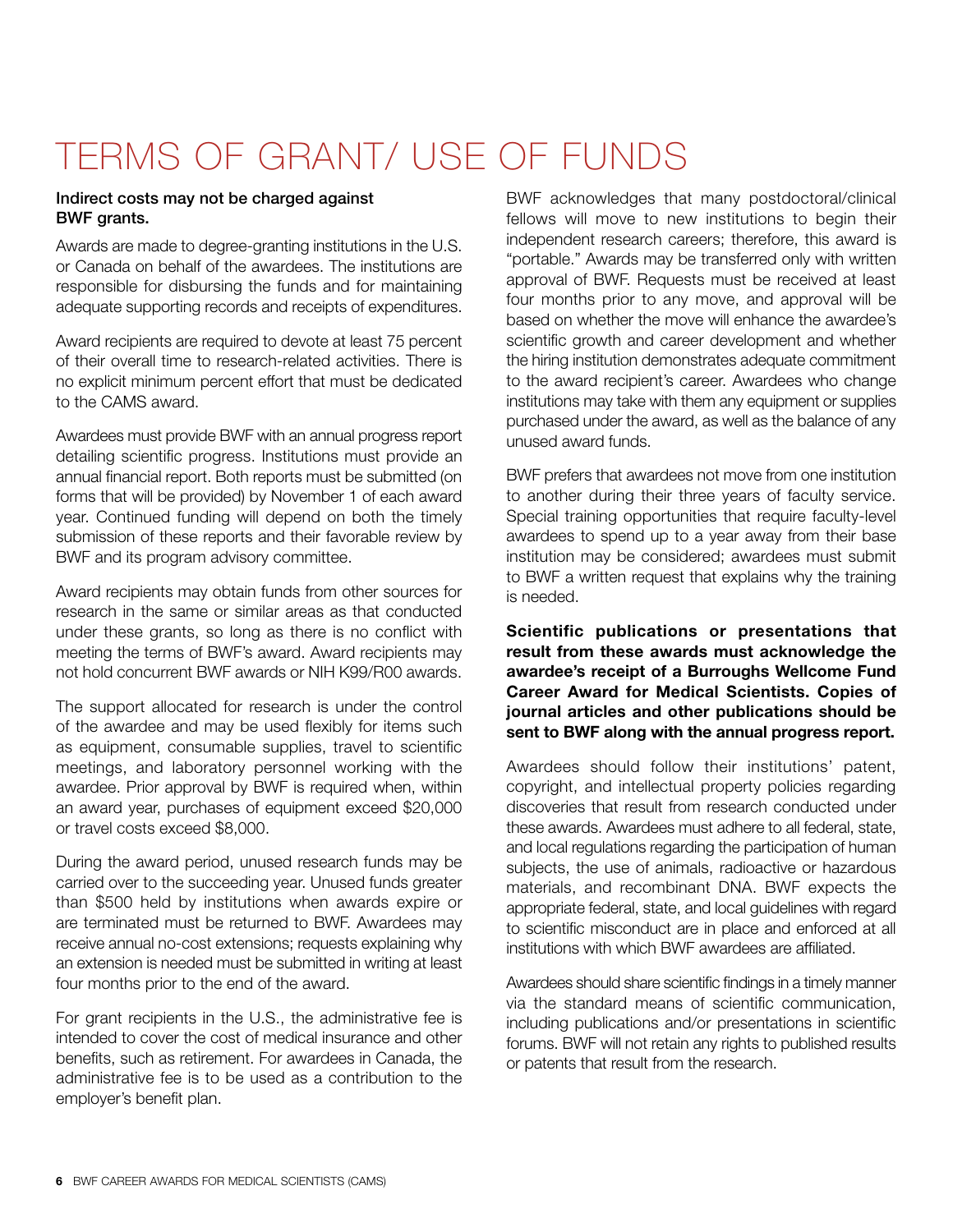# TERMS OF GRANT/ USE OF FUNDS

**Indirect costs may not be charged against BWF grants.**

Awards are made to degree-granting institutions in the U.S. or Canada on behalf of the awardees. The institutions are responsible for disbursing the funds and for maintaining adequate supporting records and receipts of expenditures.

Award recipients are required to devote at least 75 percent of their overall time to research-related activities. There is no explicit minimum percent effort that must be dedicated to the CAMS award.

Awardees must provide BWF with an annual progress report detailing scientific progress. Institutions must provide an annual financial report. Both reports must be submitted (on forms that will be provided) by November 1 of each award year. Continued funding will depend on both the timely submission of these reports and their favorable review by BWF and its program advisory committee.

Award recipients may obtain funds from other sources for research in the same or similar areas as that conducted under these grants, so long as there is no conflict with meeting the terms of BWF's award. Award recipients may not hold concurrent BWF awards or NIH K99/R00 awards.

The support allocated for research is under the control of the awardee and may be used flexibly for items such as equipment, consumable supplies, travel to scientific meetings, and laboratory personnel working with the awardee. Prior approval by BWF is required when, within an award year, purchases of equipment exceed $20,000 or travel costs exceed $8,000.

During the award period, unused research funds may be carried over to the succeeding year. Unused funds greater than $500 held by institutions when awards expire or are terminated must be returned to BWF. Awardees may receive annual no-cost extensions; requests explaining why an extension is needed must be submitted in writing at least four months prior to the end of the award.

For grant recipients in the U.S., the administrative fee is intended to cover the cost of medical insurance and other benefits, such as retirement. For awardees in Canada, the administrative fee is to be used as a contribution to the employer's benefit plan.

BWF acknowledges that many postdoctoral/clinical fellows will move to new institutions to begin their independent research careers; therefore, this award is "portable." Awards may be transferred only with written approval of BWF. Requests must be received at least four months prior to any move, and approval will be based on whether the move will enhance the awardee's scientific growth and career development and whether the hiring institution demonstrates adequate commitment to the award recipient's career. Awardees who change institutions may take with them any equipment or supplies purchased under the award, as well as the balance of any unused award funds.

BWF prefers that awardees not move from one institution to another during their three years of faculty service. Special training opportunities that require faculty-level awardees to spend up to a year away from their base institution may be considered; awardees must submit to BWF a written request that explains why the training is needed.

**Scientific publications or presentations that result from these awards must acknowledge the awardee's receipt of a Burroughs Wellcome Fund Career Award for Medical Scientists. Copies of journal articles and other publications should be sent to BWF along with the annual progress report.**

Awardees should follow their institutions' patent, copyright, and intellectual property policies regarding discoveries that result from research conducted under these awards. Awardees must adhere to all federal, state, and local regulations regarding the participation of human subjects, the use of animals, radioactive or hazardous materials, and recombinant DNA. BWF expects the appropriate federal, state, and local guidelines with regard to scientific misconduct are in place and enforced at all institutions with which BWF awardees are affiliated.

Awardees should share scientific findings in a timely manner via the standard means of scientific communication, including publications and/or presentations in scientific forums. BWF will not retain any rights to published results or patents that result from the research.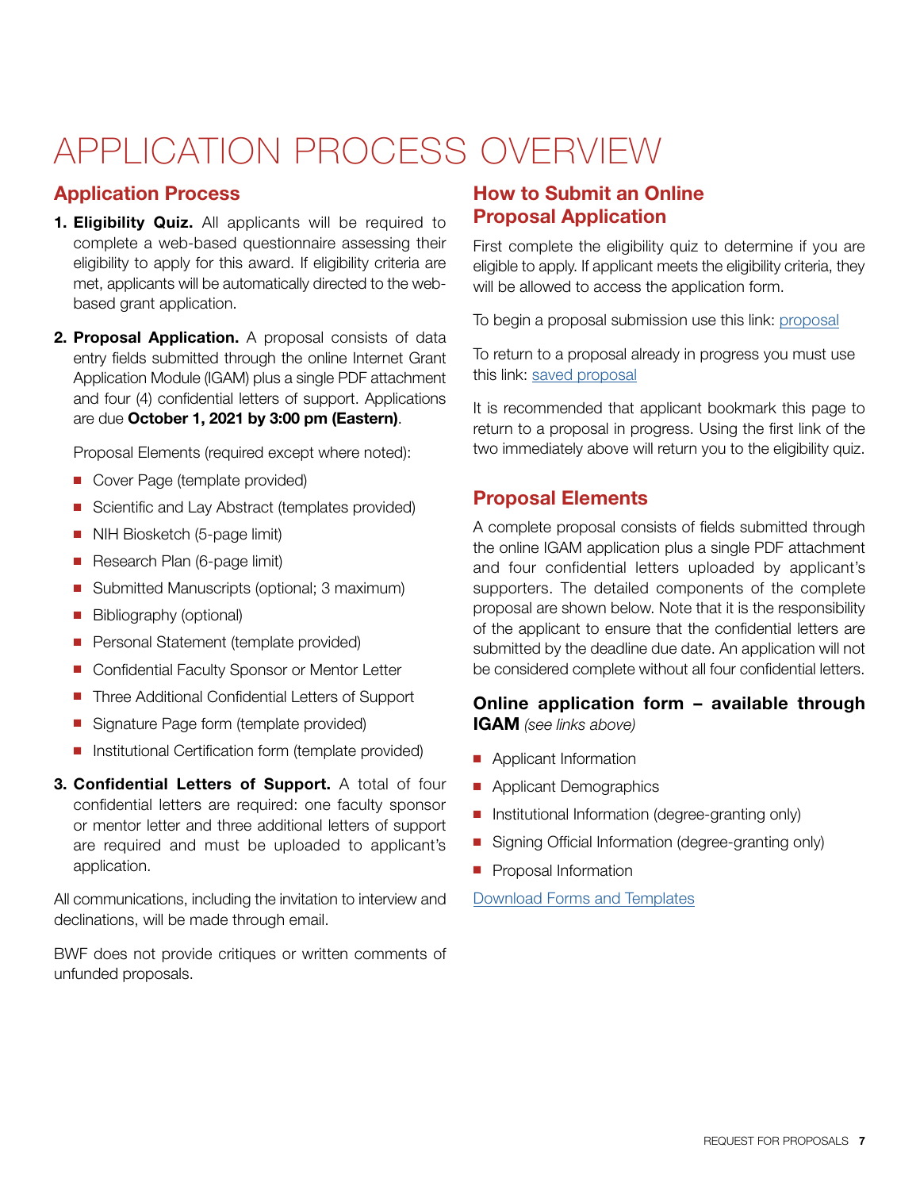# APPLICATION PROCESS OVERVIEW

## Application Process

1. **Eligibility Quiz.** All applicants will be required to complete a web-based questionnaire assessing their eligibility to apply for this award. If eligibility criteria are met, applicants will be automatically directed to the web-based grant application.

2. **Proposal Application.** A proposal consists of data entry fields submitted through the online Internet Grant Application Module (IGAM) plus a single PDF attachment and four (4) confidential letters of support. Applications are due **October 1, 2021 by 3:00 pm (Eastern)**.

   Proposal Elements (required except where noted):

   - Cover Page (template provided)
   - Scientific and Lay Abstract (templates provided)
   - NIH Biosketch (5-page limit)
   - Research Plan (6-page limit)
   - Submitted Manuscripts (optional; 3 maximum)
   - Bibliography (optional)
   - Personal Statement (template provided)
   - Confidential Faculty Sponsor or Mentor Letter
   - Three Additional Confidential Letters of Support
   - Signature Page form (template provided)
   - Institutional Certification form (template provided)

3. **Confidential Letters of Support.** A total of four confidential letters are required: one faculty sponsor or mentor letter and three additional letters of support are required and must be uploaded to applicant's application.

All communications, including the invitation to interview and declinations, will be made through email.

BWF does not provide critiques or written comments of unfunded proposals.

## How to Submit an Online Proposal Application

First complete the eligibility quiz to determine if you are eligible to apply. If applicant meets the eligibility criteria, they will be allowed to access the application form.

To begin a proposal submission use this link: proposal

To return to a proposal already in progress you must use this link: saved proposal

It is recommended that applicant bookmark this page to return to a proposal in progress. Using the first link of the two immediately above will return you to the eligibility quiz.

## Proposal Elements

A complete proposal consists of fields submitted through the online IGAM application plus a single PDF attachment and four confidential letters uploaded by applicant's supporters. The detailed components of the complete proposal are shown below. Note that it is the responsibility of the applicant to ensure that the confidential letters are submitted by the deadline due date. An application will not be considered complete without all four confidential letters.

### Online application form – available through IGAM *(see links above)*

- Applicant Information
- Applicant Demographics
- Institutional Information (degree-granting only)
- Signing Official Information (degree-granting only)
- Proposal Information

Download Forms and Templates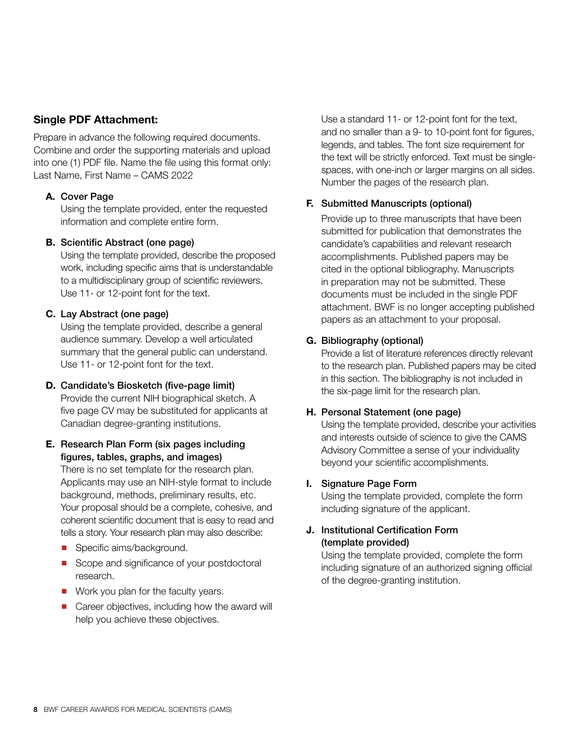## Single PDF Attachment:

Prepare in advance the following required documents. Combine and order the supporting materials and upload into one (1) PDF file. Name the file using this format only: Last Name, First Name – CAMS 2022

**A. Cover Page**
Using the template provided, enter the requested information and complete entire form.

**B. Scientific Abstract (one page)**
Using the template provided, describe the proposed work, including specific aims that is understandable to a multidisciplinary group of scientific reviewers. Use 11- or 12-point font for the text.

**C. Lay Abstract (one page)**
Using the template provided, describe a general audience summary. Develop a well articulated summary that the general public can understand. Use 11- or 12-point font for the text.

**D. Candidate's Biosketch (five-page limit)**
Provide the current NIH biographical sketch. A five page CV may be substituted for applicants at Canadian degree-granting institutions.

**E. Research Plan Form (six pages including figures, tables, graphs, and images)**
There is no set template for the research plan. Applicants may use an NIH-style format to include background, methods, preliminary results, etc. Your proposal should be a complete, cohesive, and coherent scientific document that is easy to read and tells a story. Your research plan may also describe:

- Specific aims/background.
- Scope and significance of your postdoctoral research.
- Work you plan for the faculty years.
- Career objectives, including how the award will help you achieve these objectives.

Use a standard 11- or 12-point font for the text, and no smaller than a 9- to 10-point font for figures, legends, and tables. The font size requirement for the text will be strictly enforced. Text must be single-spaces, with one-inch or larger margins on all sides. Number the pages of the research plan.

**F. Submitted Manuscripts (optional)**
Provide up to three manuscripts that have been submitted for publication that demonstrates the candidate's capabilities and relevant research accomplishments. Published papers may be cited in the optional bibliography. Manuscripts in preparation may not be submitted. These documents must be included in the single PDF attachment. BWF is no longer accepting published papers as an attachment to your proposal.

**G. Bibliography (optional)**
Provide a list of literature references directly relevant to the research plan. Published papers may be cited in this section. The bibliography is not included in the six-page limit for the research plan.

**H. Personal Statement (one page)**
Using the template provided, describe your activities and interests outside of science to give the CAMS Advisory Committee a sense of your individuality beyond your scientific accomplishments.

**I. Signature Page Form**
Using the template provided, complete the form including signature of the applicant.

**J. Institutional Certification Form (template provided)**
Using the template provided, complete the form including signature of an authorized signing official of the degree-granting institution.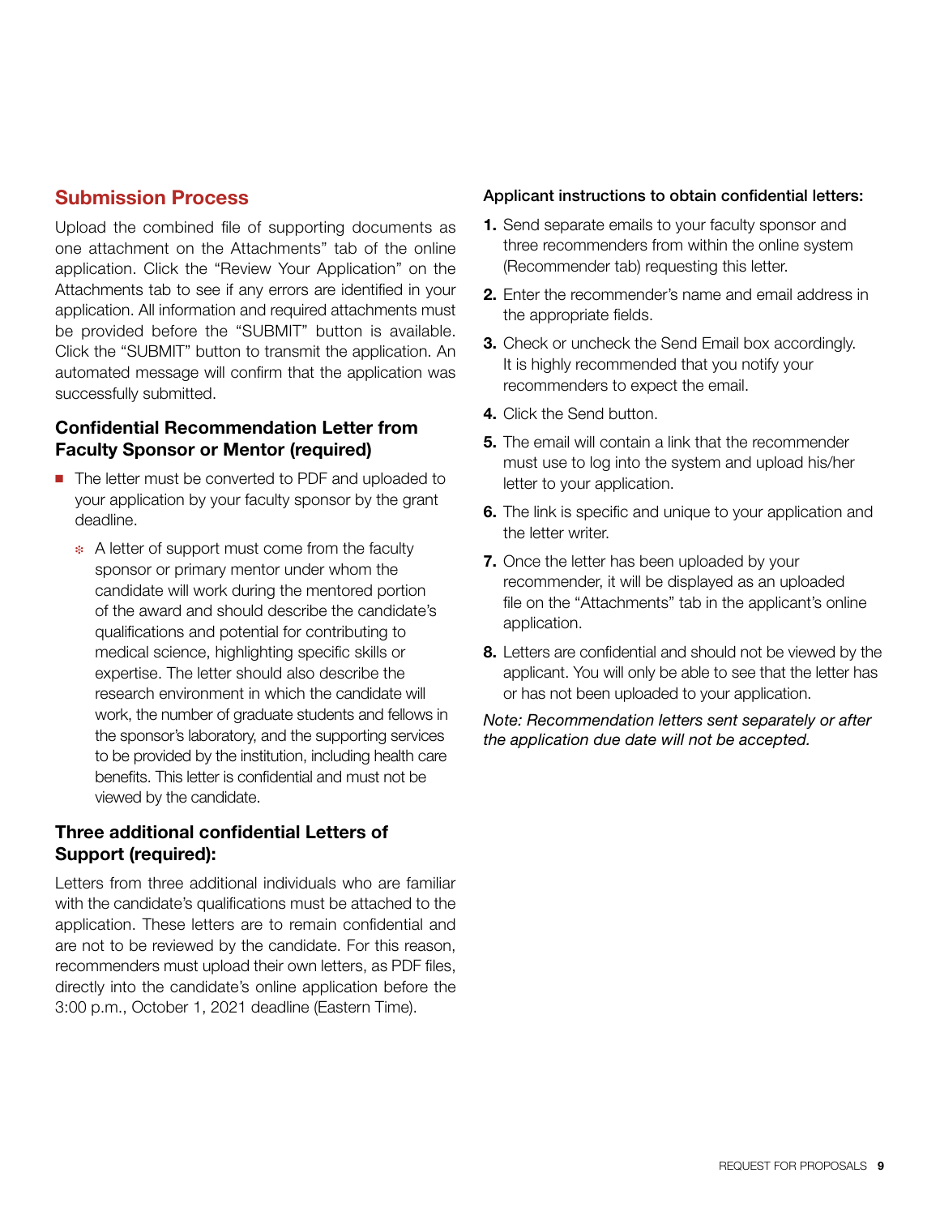## Submission Process

Upload the combined file of supporting documents as one attachment on the Attachments" tab of the online application. Click the "Review Your Application" on the Attachments tab to see if any errors are identified in your application. All information and required attachments must be provided before the "SUBMIT" button is available. Click the "SUBMIT" button to transmit the application. An automated message will confirm that the application was successfully submitted.

### Confidential Recommendation Letter from Faculty Sponsor or Mentor (required)

- The letter must be converted to PDF and uploaded to your application by your faculty sponsor by the grant deadline.
  - A letter of support must come from the faculty sponsor or primary mentor under whom the candidate will work during the mentored portion of the award and should describe the candidate's qualifications and potential for contributing to medical science, highlighting specific skills or expertise. The letter should also describe the research environment in which the candidate will work, the number of graduate students and fellows in the sponsor's laboratory, and the supporting services to be provided by the institution, including health care benefits. This letter is confidential and must not be viewed by the candidate.

### Three additional confidential Letters of Support (required):

Letters from three additional individuals who are familiar with the candidate's qualifications must be attached to the application. These letters are to remain confidential and are not to be reviewed by the candidate. For this reason, recommenders must upload their own letters, as PDF files, directly into the candidate's online application before the 3:00 p.m., October 1, 2021 deadline (Eastern Time).

**Applicant instructions to obtain confidential letters:**

1. Send separate emails to your faculty sponsor and three recommenders from within the online system (Recommender tab) requesting this letter.
2. Enter the recommender's name and email address in the appropriate fields.
3. Check or uncheck the Send Email box accordingly. It is highly recommended that you notify your recommenders to expect the email.
4. Click the Send button.
5. The email will contain a link that the recommender must use to log into the system and upload his/her letter to your application.
6. The link is specific and unique to your application and the letter writer.
7. Once the letter has been uploaded by your recommender, it will be displayed as an uploaded file on the "Attachments" tab in the applicant's online application.
8. Letters are confidential and should not be viewed by the applicant. You will only be able to see that the letter has or has not been uploaded to your application.

*Note: Recommendation letters sent separately or after the application due date will not be accepted.*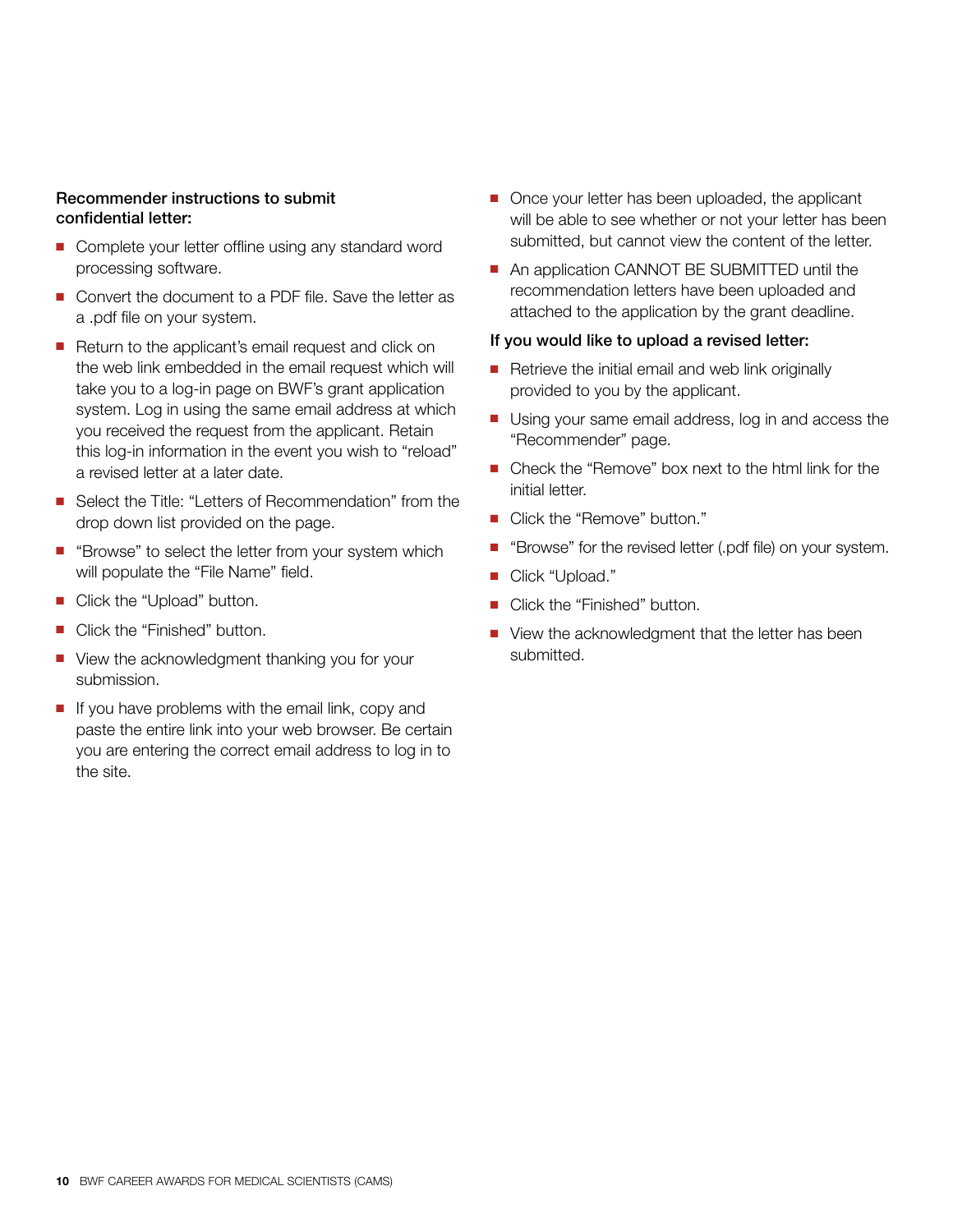**Recommender instructions to submit confidential letter:**

- Complete your letter offline using any standard word processing software.
- Convert the document to a PDF file. Save the letter as a .pdf file on your system.
- Return to the applicant's email request and click on the web link embedded in the email request which will take you to a log-in page on BWF's grant application system. Log in using the same email address at which you received the request from the applicant. Retain this log-in information in the event you wish to "reload" a revised letter at a later date.
- Select the Title: "Letters of Recommendation" from the drop down list provided on the page.
- "Browse" to select the letter from your system which will populate the "File Name" field.
- Click the "Upload" button.
- Click the "Finished" button.
- View the acknowledgment thanking you for your submission.
- If you have problems with the email link, copy and paste the entire link into your web browser. Be certain you are entering the correct email address to log in to the site.
- Once your letter has been uploaded, the applicant will be able to see whether or not your letter has been submitted, but cannot view the content of the letter.
- An application CANNOT BE SUBMITTED until the recommendation letters have been uploaded and attached to the application by the grant deadline.

**If you would like to upload a revised letter:**

- Retrieve the initial email and web link originally provided to you by the applicant.
- Using your same email address, log in and access the "Recommender" page.
- Check the "Remove" box next to the html link for the initial letter.
- Click the "Remove" button."
- "Browse" for the revised letter (.pdf file) on your system.
- Click "Upload."
- Click the "Finished" button.
- View the acknowledgment that the letter has been submitted.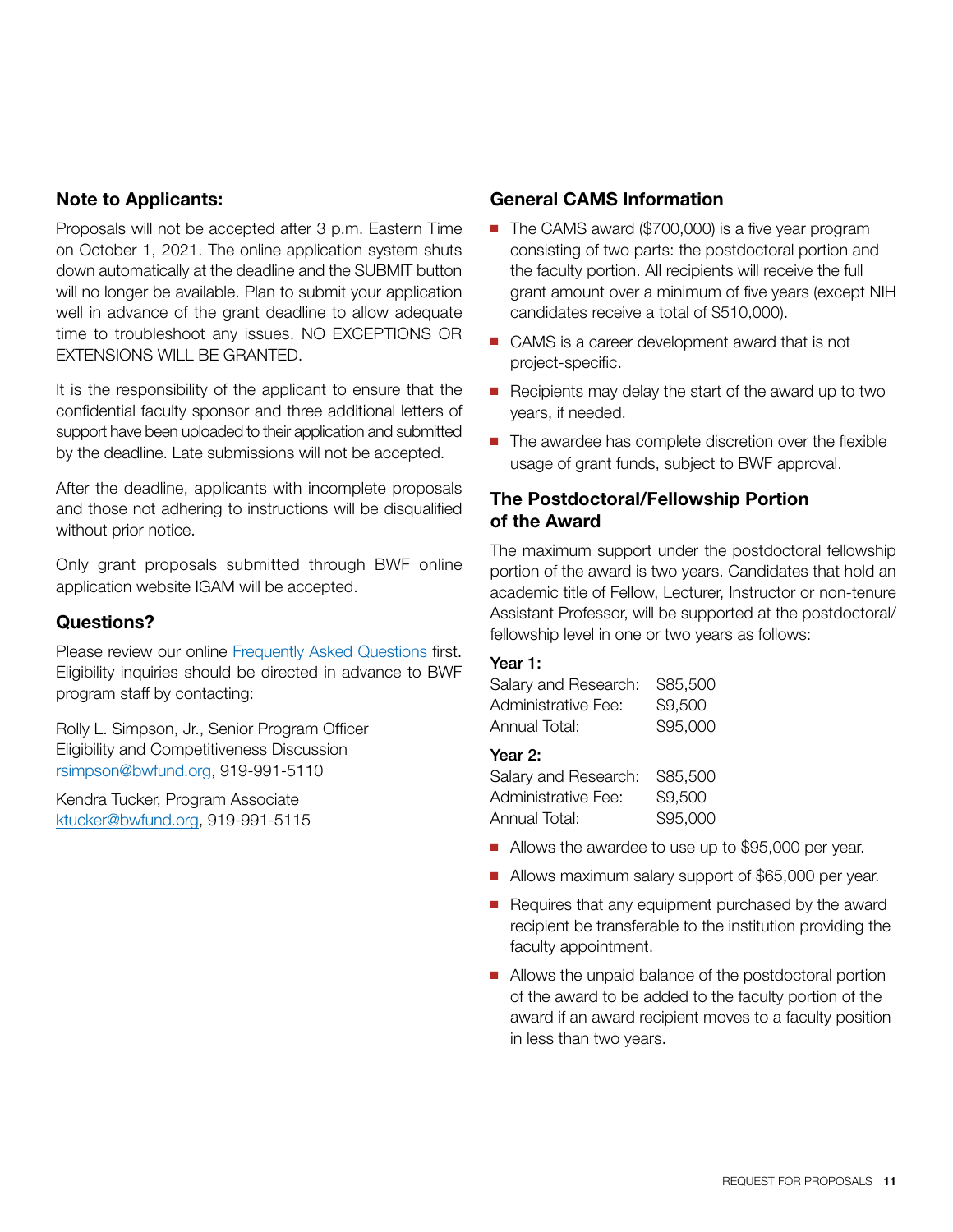## Note to Applicants:

Proposals will not be accepted after 3 p.m. Eastern Time on October 1, 2021. The online application system shuts down automatically at the deadline and the SUBMIT button will no longer be available. Plan to submit your application well in advance of the grant deadline to allow adequate time to troubleshoot any issues. NO EXCEPTIONS OR EXTENSIONS WILL BE GRANTED.

It is the responsibility of the applicant to ensure that the confidential faculty sponsor and three additional letters of support have been uploaded to their application and submitted by the deadline. Late submissions will not be accepted.

After the deadline, applicants with incomplete proposals and those not adhering to instructions will be disqualified without prior notice.

Only grant proposals submitted through BWF online application website IGAM will be accepted.

## Questions?

Please review our online [Frequently Asked Questions](#) first. Eligibility inquiries should be directed in advance to BWF program staff by contacting:

Rolly L. Simpson, Jr., Senior Program Officer
Eligibility and Competitiveness Discussion
[rsimpson@bwfund.org](mailto:rsimpson@bwfund.org), 919-991-5110

Kendra Tucker, Program Associate
[ktucker@bwfund.org](mailto:ktucker@bwfund.org), 919-991-5115

## General CAMS Information

- The CAMS award ($700,000) is a five year program consisting of two parts: the postdoctoral portion and the faculty portion. All recipients will receive the full grant amount over a minimum of five years (except NIH candidates receive a total of $510,000).
- CAMS is a career development award that is not project-specific.
- Recipients may delay the start of the award up to two years, if needed.
- The awardee has complete discretion over the flexible usage of grant funds, subject to BWF approval.

## The Postdoctoral/Fellowship Portion of the Award

The maximum support under the postdoctoral fellowship portion of the award is two years. Candidates that hold an academic title of Fellow, Lecturer, Instructor or non-tenure Assistant Professor, will be supported at the postdoctoral/fellowship level in one or two years as follows:

**Year 1:**

| | |
|---|---|
| Salary and Research: | $85,500 |
| Administrative Fee: | $9,500 |
| Annual Total: | $95,000 |

**Year 2:**

| | |
|---|---|
| Salary and Research: | $85,500 |
| Administrative Fee: | $9,500 |
| Annual Total: | $95,000 |

- Allows the awardee to use up to $95,000 per year.
- Allows maximum salary support of $65,000 per year.
- Requires that any equipment purchased by the award recipient be transferable to the institution providing the faculty appointment.
- Allows the unpaid balance of the postdoctoral portion of the award to be added to the faculty portion of the award if an award recipient moves to a faculty position in less than two years.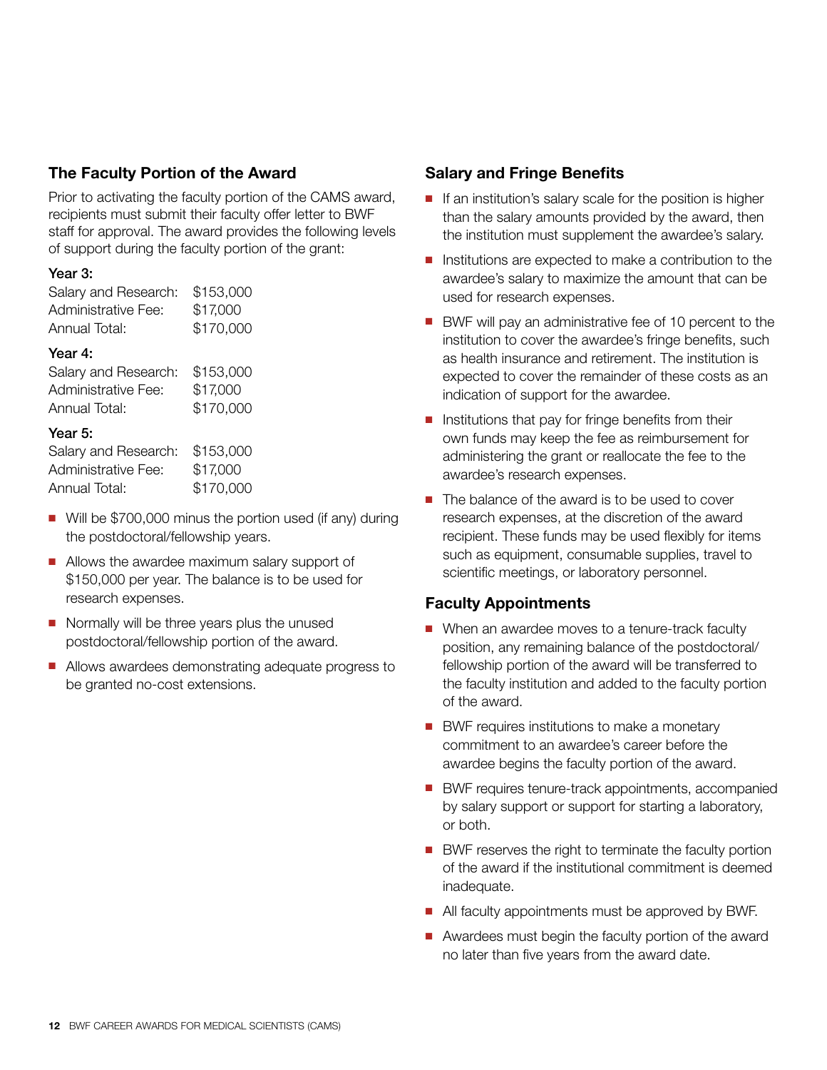## The Faculty Portion of the Award

Prior to activating the faculty portion of the CAMS award, recipients must submit their faculty offer letter to BWF staff for approval. The award provides the following levels of support during the faculty portion of the grant:

**Year 3:**

| | |
|---|---|
| Salary and Research: | $153,000 |
| Administrative Fee: | $17,000 |
| Annual Total: | $170,000 |

**Year 4:**

| | |
|---|---|
| Salary and Research: | $153,000 |
| Administrative Fee: | $17,000 |
| Annual Total: | $170,000 |

**Year 5:**

| | |
|---|---|
| Salary and Research: | $153,000 |
| Administrative Fee: | $17,000 |
| Annual Total: | $170,000 |

- Will be $700,000 minus the portion used (if any) during the postdoctoral/fellowship years.
- Allows the awardee maximum salary support of $150,000 per year. The balance is to be used for research expenses.
- Normally will be three years plus the unused postdoctoral/fellowship portion of the award.
- Allows awardees demonstrating adequate progress to be granted no-cost extensions.

## Salary and Fringe Benefits

- If an institution's salary scale for the position is higher than the salary amounts provided by the award, then the institution must supplement the awardee's salary.
- Institutions are expected to make a contribution to the awardee's salary to maximize the amount that can be used for research expenses.
- BWF will pay an administrative fee of 10 percent to the institution to cover the awardee's fringe benefits, such as health insurance and retirement. The institution is expected to cover the remainder of these costs as an indication of support for the awardee.
- Institutions that pay for fringe benefits from their own funds may keep the fee as reimbursement for administering the grant or reallocate the fee to the awardee's research expenses.
- The balance of the award is to be used to cover research expenses, at the discretion of the award recipient. These funds may be used flexibly for items such as equipment, consumable supplies, travel to scientific meetings, or laboratory personnel.

## Faculty Appointments

- When an awardee moves to a tenure-track faculty position, any remaining balance of the postdoctoral/fellowship portion of the award will be transferred to the faculty institution and added to the faculty portion of the award.
- BWF requires institutions to make a monetary commitment to an awardee's career before the awardee begins the faculty portion of the award.
- BWF requires tenure-track appointments, accompanied by salary support or support for starting a laboratory, or both.
- BWF reserves the right to terminate the faculty portion of the award if the institutional commitment is deemed inadequate.
- All faculty appointments must be approved by BWF.
- Awardees must begin the faculty portion of the award no later than five years from the award date.